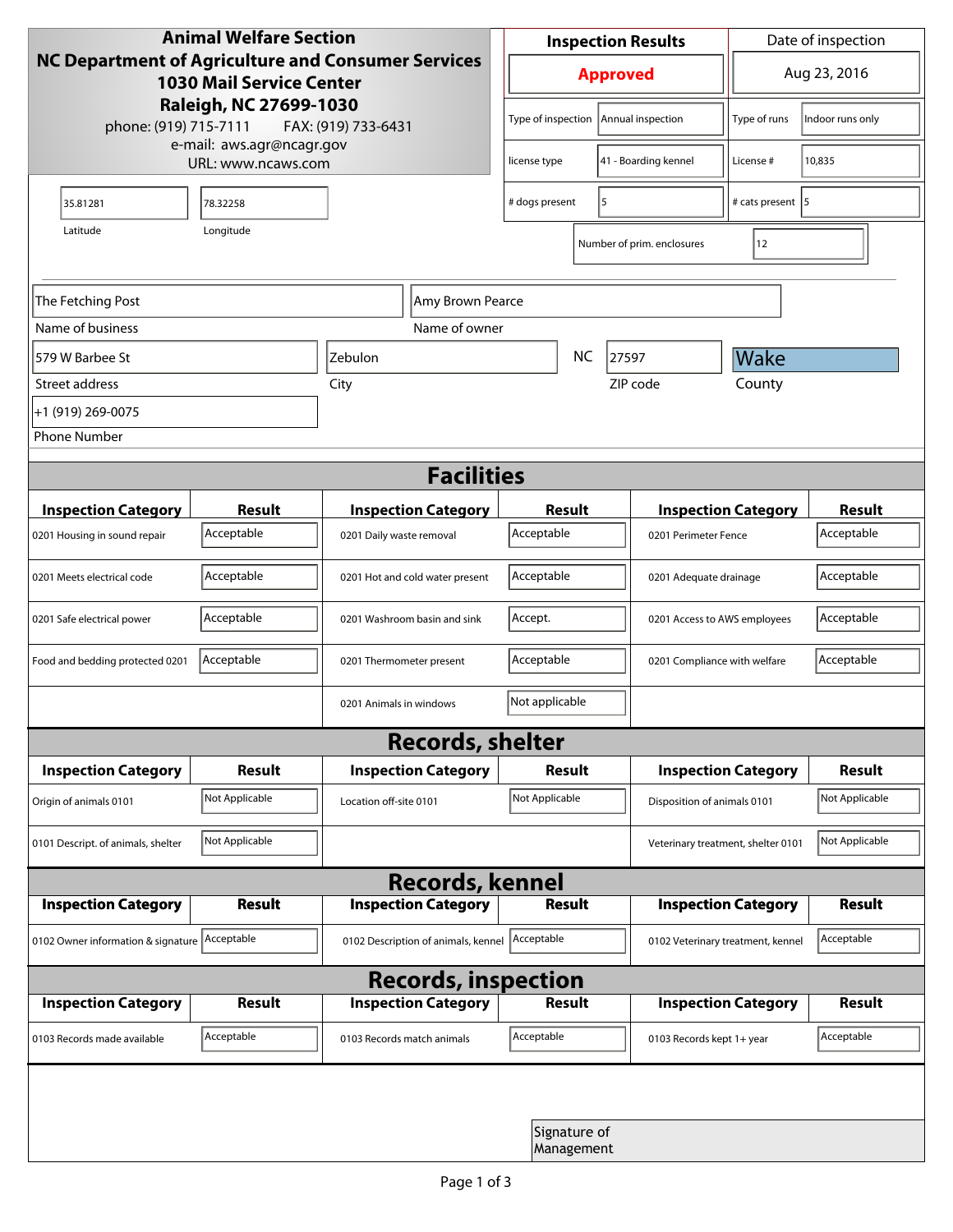**Animal Welfare Section**
**NC Department of Agriculture and Consumer Services**
**1030 Mail Service Center**
**Raleigh, NC 27699-1030**
phone: (919) 715-7111 FAX: (919) 733-6431
e-mail: aws.agr@ncagr.gov
URL: www.ncaws.com

| Inspection Results | Date of inspection |
|---|---|
| **Approved** | Aug 23, 2016 |

| | | | |
|---|---|---|---|
| Type of inspection | Annual inspection | Type of runs | Indoor runs only |
| license type | 41 - Boarding kennel | License # | 10,835 |
| # dogs present | 5 | # cats present | 5 |
| Number of prim. enclosures | 12 | | |

| Latitude | Longitude |
|---|---|
| 35.81281 | 78.32258 |

| | |
|---|---|
| Name of business | The Fetching Post |
| Name of owner | Amy Brown Pearce |
| Street address | 579 W Barbee St |
| City | Zebulon |
| State | NC |
| ZIP code | 27597 |
| County | Wake |
| Phone Number | +1 (919) 269-0075 |

## Facilities

| Inspection Category | Result | Inspection Category | Result | Inspection Category | Result |
|---|---|---|---|---|---|
| 0201 Housing in sound repair | Acceptable | 0201 Daily waste removal | Acceptable | 0201 Perimeter Fence | Acceptable |
| 0201 Meets electrical code | Acceptable | 0201 Hot and cold water present | Acceptable | 0201 Adequate drainage | Acceptable |
| 0201 Safe electrical power | Acceptable | 0201 Washroom basin and sink | Accept. | 0201 Access to AWS employees | Acceptable |
| Food and bedding protected 0201 | Acceptable | 0201 Thermometer present | Acceptable | 0201 Compliance with welfare | Acceptable |
| | | 0201 Animals in windows | Not applicable | | |

## Records, shelter

| Inspection Category | Result | Inspection Category | Result | Inspection Category | Result |
|---|---|---|---|---|---|
| Origin of animals 0101 | Not Applicable | Location off-site 0101 | Not Applicable | Disposition of animals 0101 | Not Applicable |
| 0101 Descript. of animals, shelter | Not Applicable | | | Veterinary treatment, shelter 0101 | Not Applicable |

## Records, kennel

| Inspection Category | Result | Inspection Category | Result | Inspection Category | Result |
|---|---|---|---|---|---|
| 0102 Owner information & signature | Acceptable | 0102 Description of animals, kennel | Acceptable | 0102 Veterinary treatment, kennel | Acceptable |

## Records, inspection

| Inspection Category | Result | Inspection Category | Result | Inspection Category | Result |
|---|---|---|---|---|---|
| 0103 Records made available | Acceptable | 0103 Records match animals | Acceptable | 0103 Records kept 1+ year | Acceptable |

Signature of Management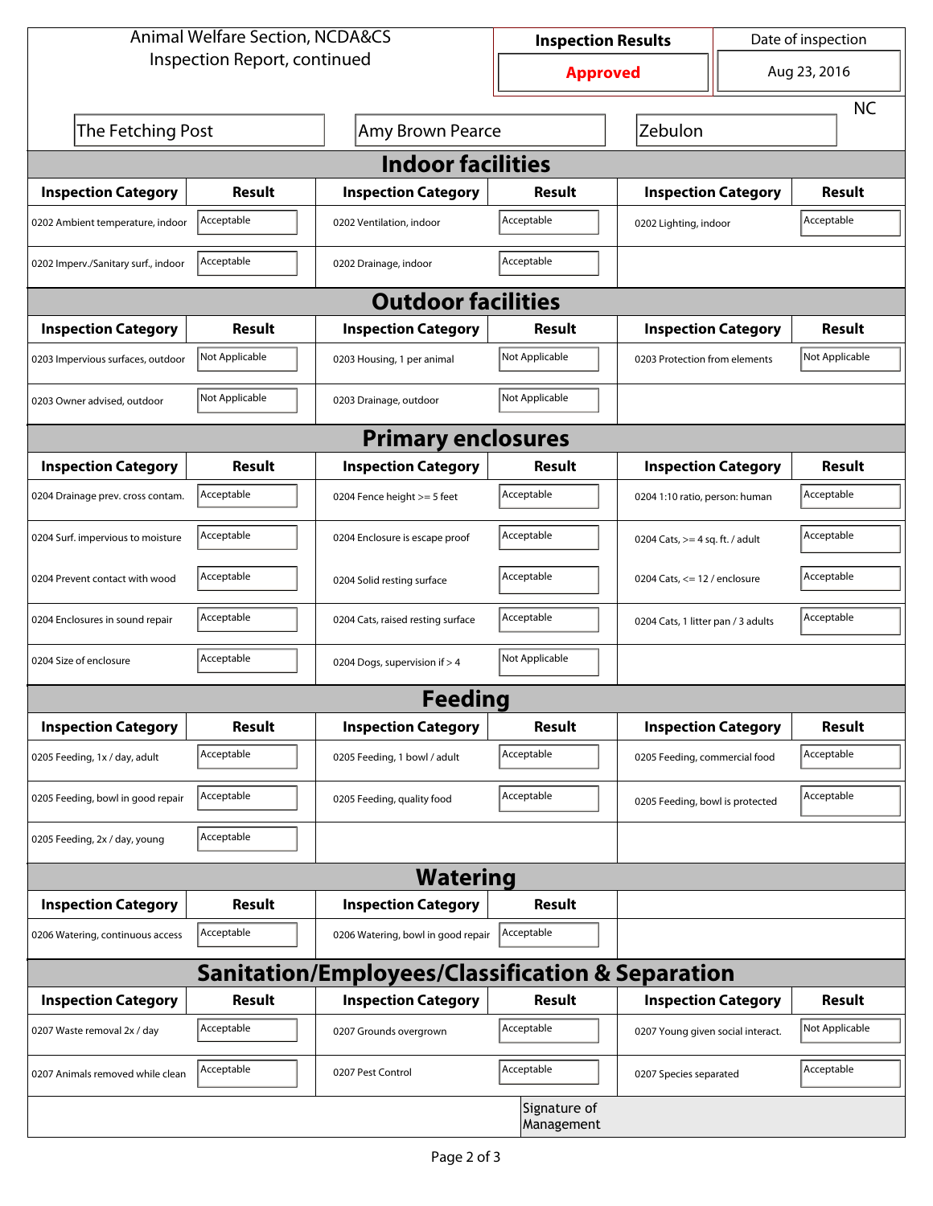Animal Welfare Section, NCDA&CS
Inspection Report, continued

| Inspection Results | Date of inspection |
|---|---|
| Approved | Aug 23, 2016 |

The Fetching Post | Amy Brown Pearce | Zebulon | NC

## Indoor facilities

| Inspection Category | Result | Inspection Category | Result | Inspection Category | Result |
|---|---|---|---|---|---|
| 0202 Ambient temperature, indoor | Acceptable | 0202 Ventilation, indoor | Acceptable | 0202 Lighting, indoor | Acceptable |
| 0202 Imperv./Sanitary surf., indoor | Acceptable | 0202 Drainage, indoor | Acceptable | | |

## Outdoor facilities

| Inspection Category | Result | Inspection Category | Result | Inspection Category | Result |
|---|---|---|---|---|---|
| 0203 Impervious surfaces, outdoor | Not Applicable | 0203 Housing, 1 per animal | Not Applicable | 0203 Protection from elements | Not Applicable |
| 0203 Owner advised, outdoor | Not Applicable | 0203 Drainage, outdoor | Not Applicable | | |

## Primary enclosures

| Inspection Category | Result | Inspection Category | Result | Inspection Category | Result |
|---|---|---|---|---|---|
| 0204 Drainage prev. cross contam. | Acceptable | 0204 Fence height >= 5 feet | Acceptable | 0204 1:10 ratio, person: human | Acceptable |
| 0204 Surf. impervious to moisture | Acceptable | 0204 Enclosure is escape proof | Acceptable | 0204 Cats, >= 4 sq. ft. / adult | Acceptable |
| 0204 Prevent contact with wood | Acceptable | 0204 Solid resting surface | Acceptable | 0204 Cats, <= 12 / enclosure | Acceptable |
| 0204 Enclosures in sound repair | Acceptable | 0204 Cats, raised resting surface | Acceptable | 0204 Cats, 1 litter pan / 3 adults | Acceptable |
| 0204 Size of enclosure | Acceptable | 0204 Dogs, supervision if > 4 | Not Applicable | | |

## Feeding

| Inspection Category | Result | Inspection Category | Result | Inspection Category | Result |
|---|---|---|---|---|---|
| 0205 Feeding, 1x / day, adult | Acceptable | 0205 Feeding, 1 bowl / adult | Acceptable | 0205 Feeding, commercial food | Acceptable |
| 0205 Feeding, bowl in good repair | Acceptable | 0205 Feeding, quality food | Acceptable | 0205 Feeding, bowl is protected | Acceptable |
| 0205 Feeding, 2x / day, young | Acceptable | | | | |

## Watering

| Inspection Category | Result | Inspection Category | Result |
|---|---|---|---|
| 0206 Watering, continuous access | Acceptable | 0206 Watering, bowl in good repair | Acceptable |

## Sanitation/Employees/Classification & Separation

| Inspection Category | Result | Inspection Category | Result | Inspection Category | Result |
|---|---|---|---|---|---|
| 0207 Waste removal 2x / day | Acceptable | 0207 Grounds overgrown | Acceptable | 0207 Young given social interact. | Not Applicable |
| 0207 Animals removed while clean | Acceptable | 0207 Pest Control | Acceptable | 0207 Species separated | Acceptable |

Signature of Management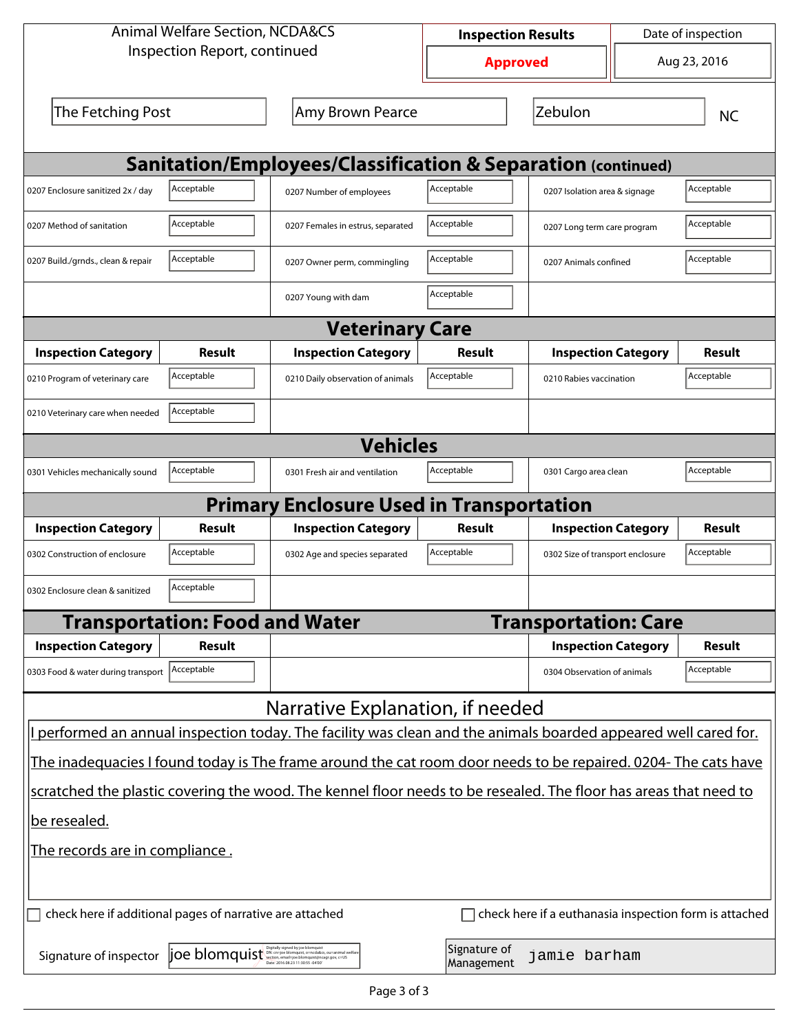Animal Welfare Section, NCDA&CS
Inspection Report, continued

| Inspection Results | Date of inspection |
|---|---|
| **Approved** | Aug 23, 2016 |

The Fetching Post | Amy Brown Pearce | Zebulon | NC

## Sanitation/Employees/Classification & Separation (continued)

| | | | | | |
|---|---|---|---|---|---|
| 0207 Enclosure sanitized 2x / day | Acceptable | 0207 Number of employees | Acceptable | 0207 Isolation area & signage | Acceptable |
| 0207 Method of sanitation | Acceptable | 0207 Females in estrus, separated | Acceptable | 0207 Long term care program | Acceptable |
| 0207 Build./grnds., clean & repair | Acceptable | 0207 Owner perm, commingling | Acceptable | 0207 Animals confined | Acceptable |
| | | 0207 Young with dam | Acceptable | | |

## Veterinary Care

| Inspection Category | Result | Inspection Category | Result | Inspection Category | Result |
|---|---|---|---|---|---|
| 0210 Program of veterinary care | Acceptable | 0210 Daily observation of animals | Acceptable | 0210 Rabies vaccination | Acceptable |
| 0210 Veterinary care when needed | Acceptable | | | | |

## Vehicles

| | | | | | |
|---|---|---|---|---|---|
| 0301 Vehicles mechanically sound | Acceptable | 0301 Fresh air and ventilation | Acceptable | 0301 Cargo area clean | Acceptable |

## Primary Enclosure Used in Transportation

| Inspection Category | Result | Inspection Category | Result | Inspection Category | Result |
|---|---|---|---|---|---|
| 0302 Construction of enclosure | Acceptable | 0302 Age and species separated | Acceptable | 0302 Size of transport enclosure | Acceptable |
| 0302 Enclosure clean & sanitized | Acceptable | | | | |

## Transportation: Food and Water / Transportation: Care

| Inspection Category | Result | | Inspection Category | Result |
|---|---|---|---|---|
| 0303 Food & water during transport | Acceptable | | 0304 Observation of animals | Acceptable |

## Narrative Explanation, if needed

I performed an annual inspection today. The facility was clean and the animals boarded appeared well cared for.

The inadequacies I found today is The frame around the cat room door needs to be repaired. 0204- The cats have scratched the plastic covering the wood. The kennel floor needs to be resealed. The floor has areas that need to be resealed.

The records are in compliance .

☐ check here if additional pages of narrative are attached    ☐ check here if a euthanasia inspection form is attached

Signature of inspector: joe blomquist    Signature of Management: jamie barham